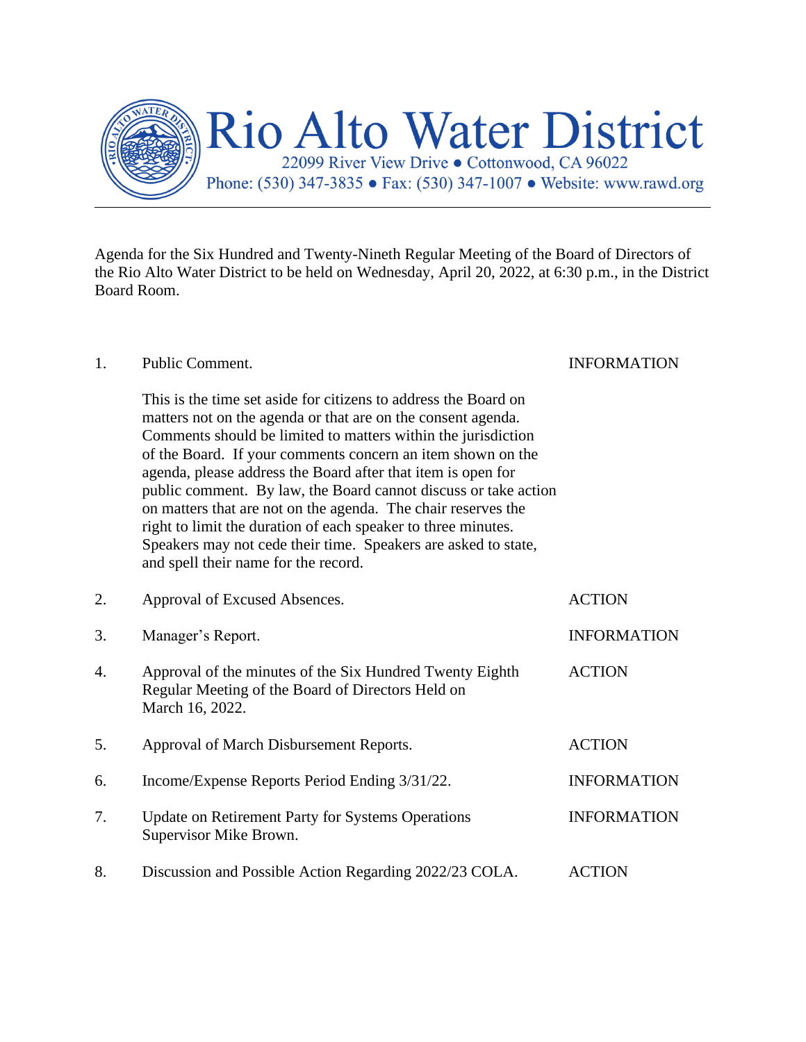# Rio Alto Water District

22099 River View Drive ● Cottonwood, CA 96022

Phone: (530) 347-3835 ● Fax: (530) 347-1007 ● Website: www.rawd.org

---

Agenda for the Six Hundred and Twenty-Nineth Regular Meeting of the Board of Directors of the Rio Alto Water District to be held on Wednesday, April 20, 2022, at 6:30 p.m., in the District Board Room.

| | | |
|---|---|---|
| 1. | Public Comment.<br><br>This is the time set aside for citizens to address the Board on matters not on the agenda or that are on the consent agenda. Comments should be limited to matters within the jurisdiction of the Board. If your comments concern an item shown on the agenda, please address the Board after that item is open for public comment. By law, the Board cannot discuss or take action on matters that are not on the agenda. The chair reserves the right to limit the duration of each speaker to three minutes. Speakers may not cede their time. Speakers are asked to state, and spell their name for the record. | INFORMATION |
| 2. | Approval of Excused Absences. | ACTION |
| 3. | Manager's Report. | INFORMATION |
| 4. | Approval of the minutes of the Six Hundred Twenty Eighth Regular Meeting of the Board of Directors Held on March 16, 2022. | ACTION |
| 5. | Approval of March Disbursement Reports. | ACTION |
| 6. | Income/Expense Reports Period Ending 3/31/22. | INFORMATION |
| 7. | Update on Retirement Party for Systems Operations Supervisor Mike Brown. | INFORMATION |
| 8. | Discussion and Possible Action Regarding 2022/23 COLA. | ACTION |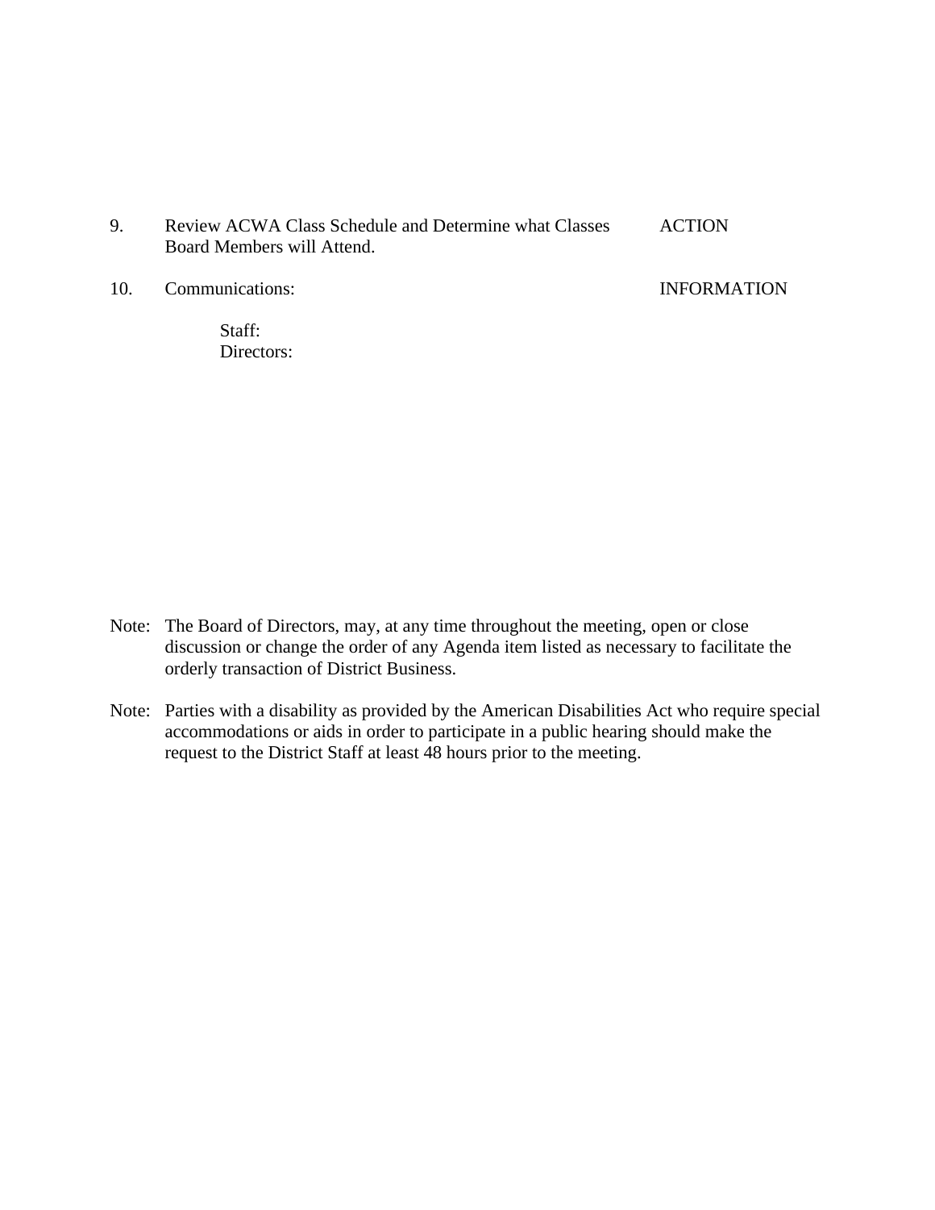9. Review ACWA Class Schedule and Determine what Classes Board Members will Attend. ACTION

10. Communications: INFORMATION

    Staff:
    Directors:

Note: The Board of Directors, may, at any time throughout the meeting, open or close discussion or change the order of any Agenda item listed as necessary to facilitate the orderly transaction of District Business.

Note: Parties with a disability as provided by the American Disabilities Act who require special accommodations or aids in order to participate in a public hearing should make the request to the District Staff at least 48 hours prior to the meeting.